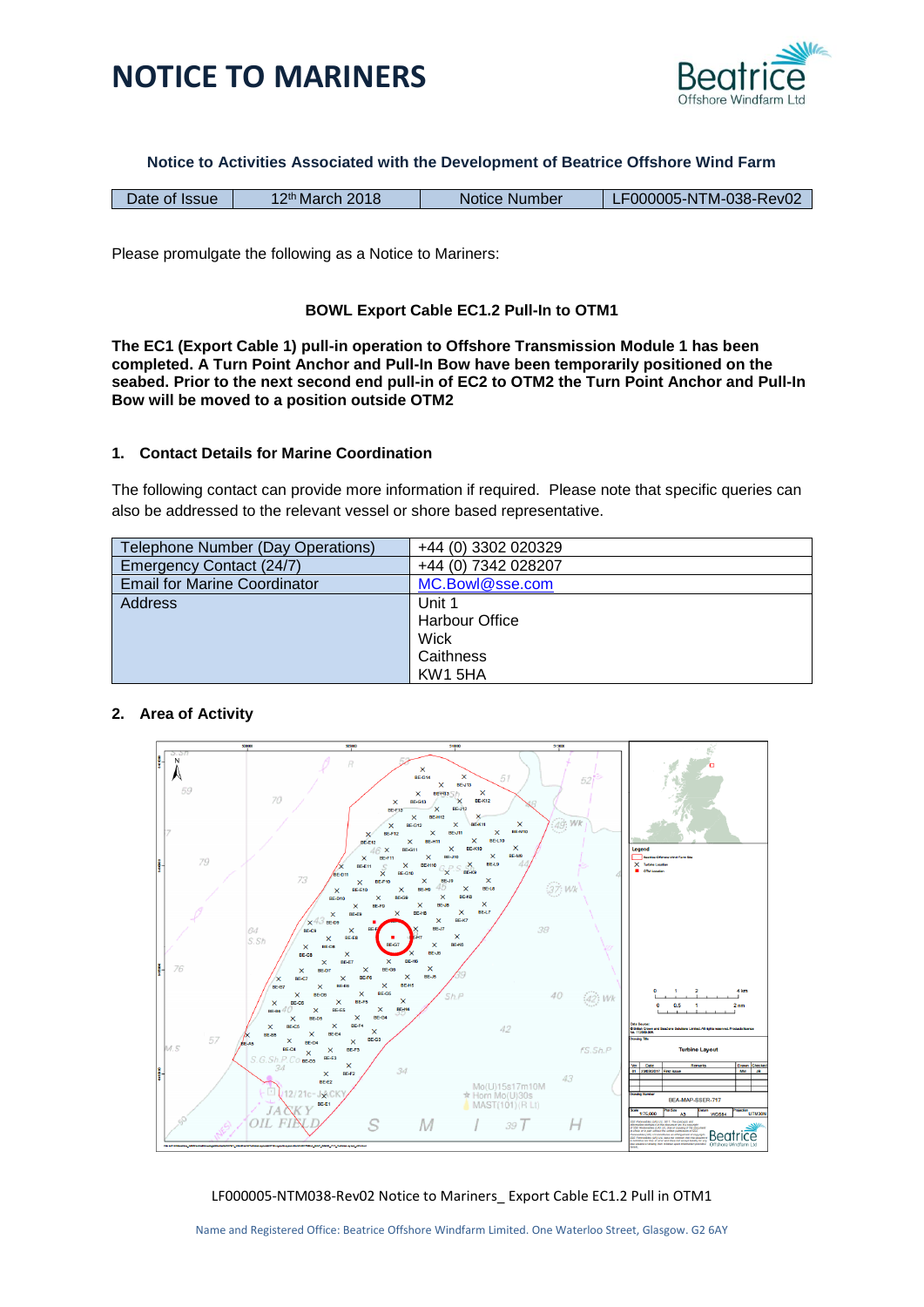# NOTICE TO MARINERS

**Notice to Activities Associated with the Development of Beatrice Offshore Wind Farm**

| Date of Issue | 12th March 2018 | Notice Number | LF000005-NTM-038-Rev02 |
|---|---|---|---|

Please promulgate the following as a Notice to Mariners:

**BOWL Export Cable EC1.2 Pull-In to OTM1**

**The EC1 (Export Cable 1) pull-in operation to Offshore Transmission Module 1 has been completed. A Turn Point Anchor and Pull-In Bow have been temporarily positioned on the seabed. Prior to the next second end pull-in of EC2 to OTM2 the Turn Point Anchor and Pull-In Bow will be moved to a position outside OTM2**

## 1. Contact Details for Marine Coordination

The following contact can provide more information if required. Please note that specific queries can also be addressed to the relevant vessel or shore based representative.

| | |
|---|---|
| Telephone Number (Day Operations) | +44 (0) 3302 020329 |
| Emergency Contact (24/7) | +44 (0) 7342 028207 |
| Email for Marine Coordinator | MC.Bowl@sse.com |
| Address | Unit 1<br>Harbour Office<br>Wick<br>Caithness<br>KW1 5HA |

## 2. Area of Activity

LF000005-NTM038-Rev02 Notice to Mariners_ Export Cable EC1.2 Pull in OTM1

Name and Registered Office: Beatrice Offshore Windfarm Limited. One Waterloo Street, Glasgow. G2 6AY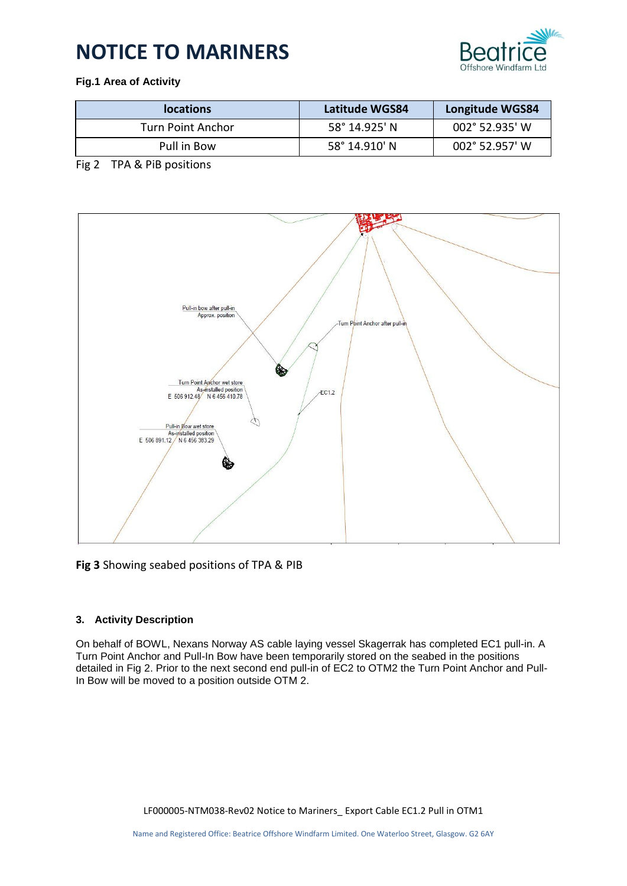# NOTICE TO MARINERS

**Fig.1 Area of Activity**

| locations | Latitude WGS84 | Longitude WGS84 |
|---|---|---|
| Turn Point Anchor | 58° 14.925' N | 002° 52.935' W |
| Pull in Bow | 58° 14.910' N | 002° 52.957' W |

Fig 2 TPA & PiB positions

**Fig 3** Showing seabed positions of TPA & PIB

### 3. Activity Description

On behalf of BOWL, Nexans Norway AS cable laying vessel Skagerrak has completed EC1 pull-in. A Turn Point Anchor and Pull-In Bow have been temporarily stored on the seabed in the positions detailed in Fig 2. Prior to the next second end pull-in of EC2 to OTM2 the Turn Point Anchor and Pull-In Bow will be moved to a position outside OTM 2.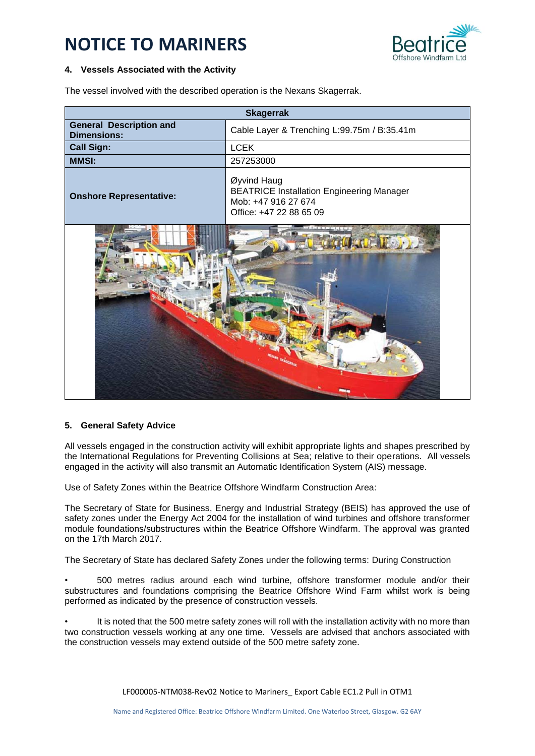# NOTICE TO MARINERS

## 4. Vessels Associated with the Activity

The vessel involved with the described operation is the Nexans Skagerrak.

| Skagerrak | |
|---|---|
| **General Description and Dimensions:** | Cable Layer & Trenching L:99.75m / B:35.41m |
| **Call Sign:** | LCEK |
| **MMSI:** | 257253000 |
| **Onshore Representative:** | Øyvind Haug<br>BEATRICE Installation Engineering Manager<br>Mob: +47 916 27 674<br>Office: +47 22 88 65 09 |

## 5. General Safety Advice

All vessels engaged in the construction activity will exhibit appropriate lights and shapes prescribed by the International Regulations for Preventing Collisions at Sea; relative to their operations. All vessels engaged in the activity will also transmit an Automatic Identification System (AIS) message.

Use of Safety Zones within the Beatrice Offshore Windfarm Construction Area:

The Secretary of State for Business, Energy and Industrial Strategy (BEIS) has approved the use of safety zones under the Energy Act 2004 for the installation of wind turbines and offshore transformer module foundations/substructures within the Beatrice Offshore Windfarm. The approval was granted on the 17th March 2017.

The Secretary of State has declared Safety Zones under the following terms: During Construction

- 500 metres radius around each wind turbine, offshore transformer module and/or their substructures and foundations comprising the Beatrice Offshore Wind Farm whilst work is being performed as indicated by the presence of construction vessels.
- It is noted that the 500 metre safety zones will roll with the installation activity with no more than two construction vessels working at any one time. Vessels are advised that anchors associated with the construction vessels may extend outside of the 500 metre safety zone.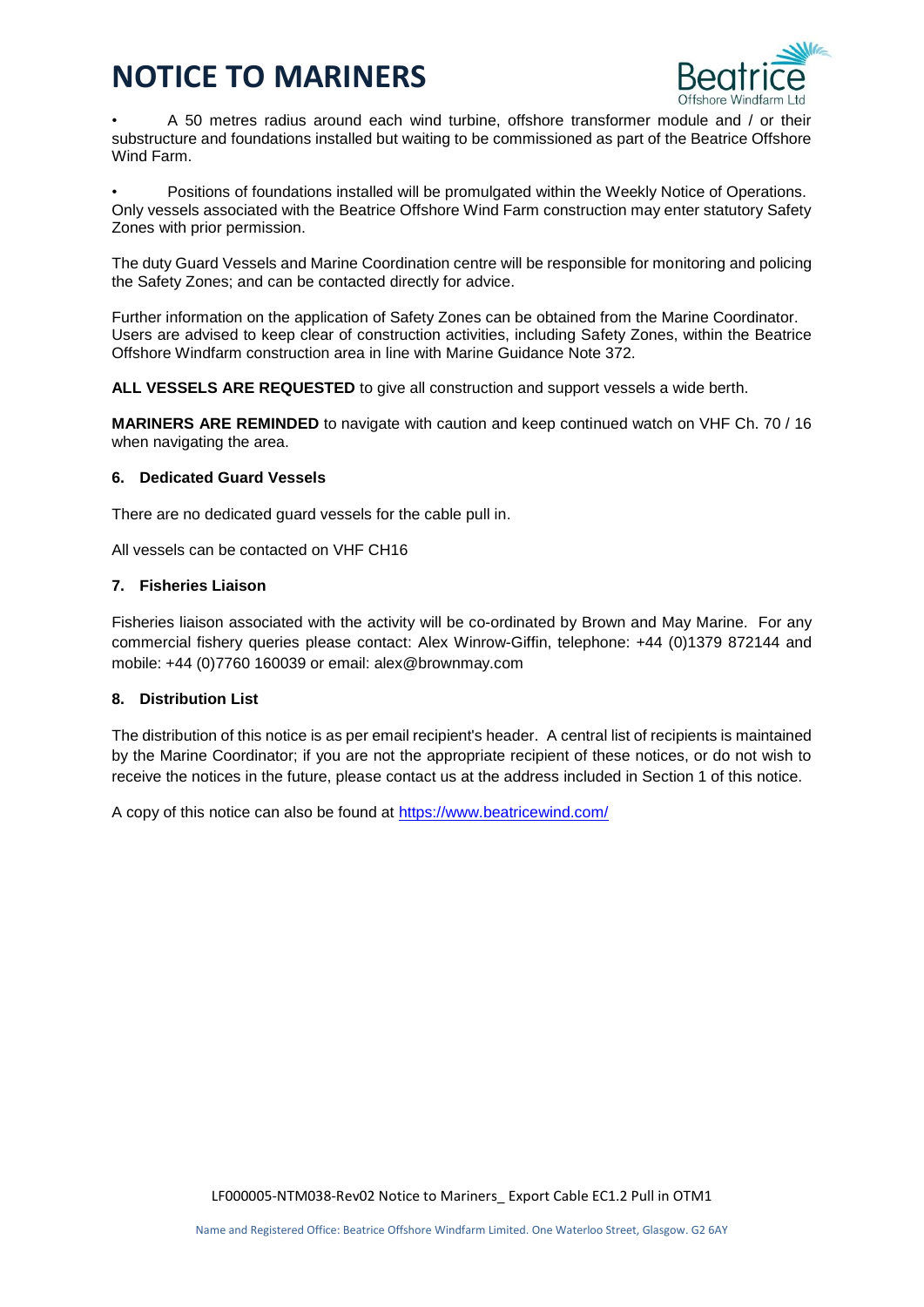- A 50 metres radius around each wind turbine, offshore transformer module and / or their substructure and foundations installed but waiting to be commissioned as part of the Beatrice Offshore Wind Farm.

- Positions of foundations installed will be promulgated within the Weekly Notice of Operations. Only vessels associated with the Beatrice Offshore Wind Farm construction may enter statutory Safety Zones with prior permission.

The duty Guard Vessels and Marine Coordination centre will be responsible for monitoring and policing the Safety Zones; and can be contacted directly for advice.

Further information on the application of Safety Zones can be obtained from the Marine Coordinator. Users are advised to keep clear of construction activities, including Safety Zones, within the Beatrice Offshore Windfarm construction area in line with Marine Guidance Note 372.

**ALL VESSELS ARE REQUESTED** to give all construction and support vessels a wide berth.

**MARINERS ARE REMINDED** to navigate with caution and keep continued watch on VHF Ch. 70 / 16 when navigating the area.

### 6. Dedicated Guard Vessels

There are no dedicated guard vessels for the cable pull in.

All vessels can be contacted on VHF CH16

### 7. Fisheries Liaison

Fisheries liaison associated with the activity will be co-ordinated by Brown and May Marine. For any commercial fishery queries please contact: Alex Winrow-Giffin, telephone: +44 (0)1379 872144 and mobile: +44 (0)7760 160039 or email: alex@brownmay.com

### 8. Distribution List

The distribution of this notice is as per email recipient's header. A central list of recipients is maintained by the Marine Coordinator; if you are not the appropriate recipient of these notices, or do not wish to receive the notices in the future, please contact us at the address included in Section 1 of this notice.

A copy of this notice can also be found at https://www.beatricewind.com/